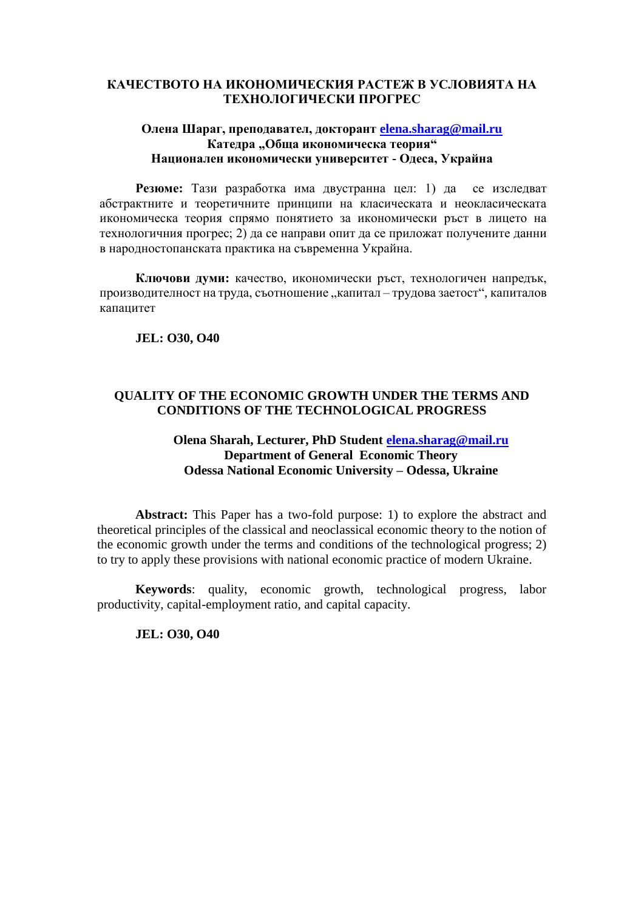# КАЧЕСТВОТО НА ИКОНОМИЧЕСКИЯ РАСТЕЖ В УСЛОВИЯТА НА ТЕХНОЛОГИЧЕСКИ ПРОГРЕС

**Олена Шараг, преподавател, докторант elena.sharag@mail.ru**
**Катедра „Обща икономическа теория“**
**Национален икономически университет - Одеса, Украйна**

**Резюме:** Тази разработка има двустранна цел: 1) да се изследват абстрактните и теоретичните принципи на класическата и неокласическата икономическа теория спрямо понятието за икономически ръст в лицето на технологичния прогрес; 2) да се направи опит да се приложат получените данни в народностопанската практика на съвременна Украйна.

**Ключови думи:** качество, икономически ръст, технологичен напредък, производителност на труда, съотношение „капитал – трудова заетост“, капиталов капацитет

**JEL: O30, O40**

# QUALITY OF THE ECONOMIC GROWTH UNDER THE TERMS AND CONDITIONS OF THE TECHNOLOGICAL PROGRESS

**Olena Sharah, Lecturer, PhD Student elena.sharag@mail.ru**
**Department of General Economic Theory**
**Odessa National Economic University – Odessa, Ukraine**

**Abstract:** This Paper has a two-fold purpose: 1) to explore the abstract and theoretical principles of the classical and neoclassical economic theory to the notion of the economic growth under the terms and conditions of the technological progress; 2) to try to apply these provisions with national economic practice of modern Ukraine.

**Keywords**: quality, economic growth, technological progress, labor productivity, capital-employment ratio, and capital capacity.

**JEL: O30, O40**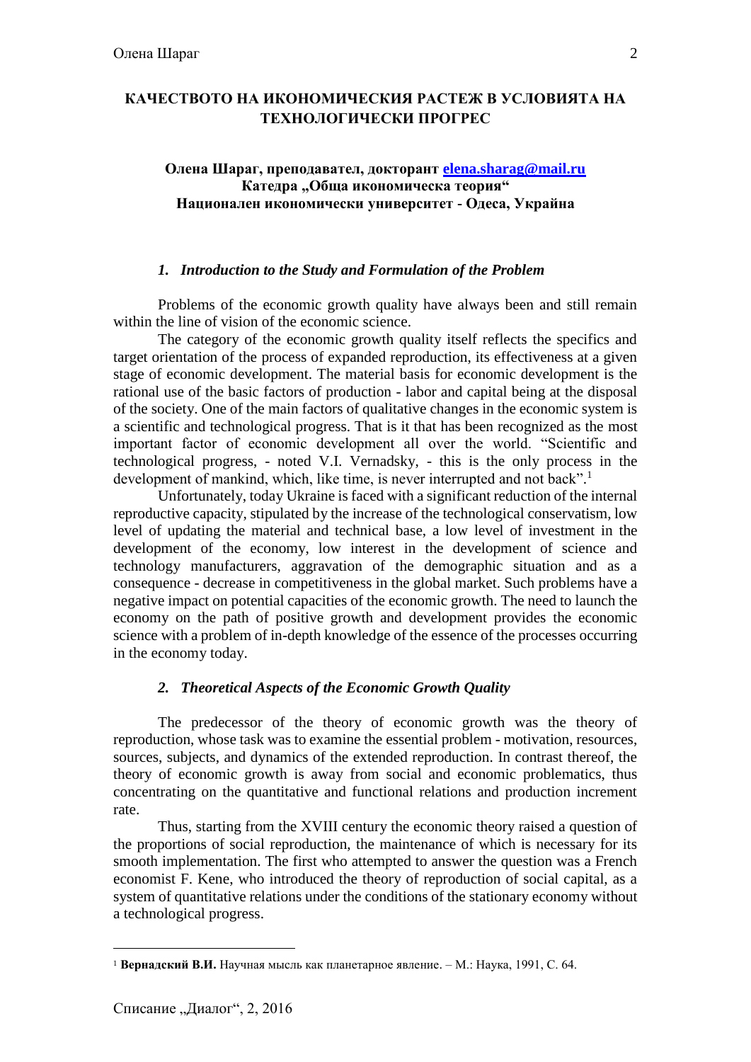# КАЧЕСТВОТО НА ИКОНОМИЧЕСКИЯ РАСТЕЖ В УСЛОВИЯТА НА ТЕХНОЛОГИЧЕСКИ ПРОГРЕС

**Олена Шараг, преподавател, докторант elena.sharag@mail.ru**
**Катедра „Обща икономическа теория“**
**Национален икономически университет - Одеса, Украйна**

## *1. Introduction to the Study and Formulation of the Problem*

Problems of the economic growth quality have always been and still remain within the line of vision of the economic science.

The category of the economic growth quality itself reflects the specifics and target orientation of the process of expanded reproduction, its effectiveness at a given stage of economic development. The material basis for economic development is the rational use of the basic factors of production - labor and capital being at the disposal of the society. One of the main factors of qualitative changes in the economic system is a scientific and technological progress. That is it that has been recognized as the most important factor of economic development all over the world. "Scientific and technological progress, - noted V.I. Vernadsky, - this is the only process in the development of mankind, which, like time, is never interrupted and not back".[1]

Unfortunately, today Ukraine is faced with a significant reduction of the internal reproductive capacity, stipulated by the increase of the technological conservatism, low level of updating the material and technical base, a low level of investment in the development of the economy, low interest in the development of science and technology manufacturers, aggravation of the demographic situation and as a consequence - decrease in competitiveness in the global market. Such problems have a negative impact on potential capacities of the economic growth. The need to launch the economy on the path of positive growth and development provides the economic science with a problem of in-depth knowledge of the essence of the processes occurring in the economy today.

## *2. Theoretical Aspects of the Economic Growth Quality*

The predecessor of the theory of economic growth was the theory of reproduction, whose task was to examine the essential problem - motivation, resources, sources, subjects, and dynamics of the extended reproduction. In contrast thereof, the theory of economic growth is away from social and economic problematics, thus concentrating on the quantitative and functional relations and production increment rate.

Thus, starting from the XVIII century the economic theory raised a question of the proportions of social reproduction, the maintenance of which is necessary for its smooth implementation. The first who attempted to answer the question was a French economist F. Kene, who introduced the theory of reproduction of social capital, as a system of quantitative relations under the conditions of the stationary economy without a technological progress.

---

[1] **Вернадский В.И.** Научная мысль как планетарное явление. – М.: Наука, 1991, С. 64.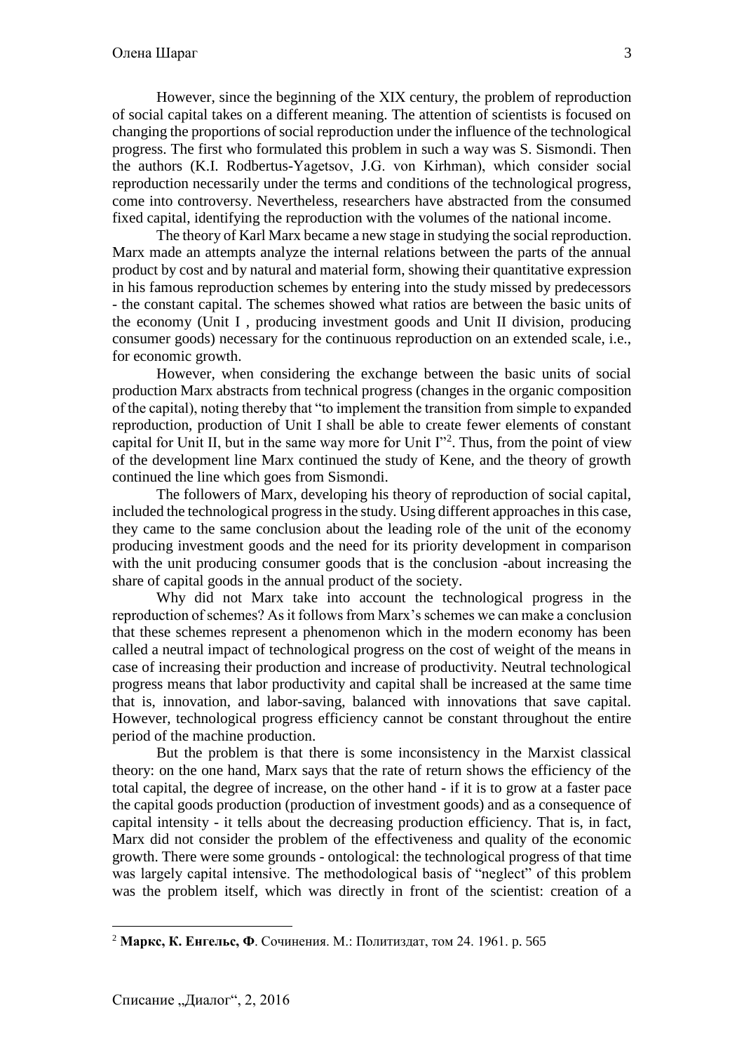However, since the beginning of the XIX century, the problem of reproduction of social capital takes on a different meaning. The attention of scientists is focused on changing the proportions of social reproduction under the influence of the technological progress. The first who formulated this problem in such a way was S. Sismondi. Then the authors (K.I. Rodbertus-Yagetsov, J.G. von Kirhman), which consider social reproduction necessarily under the terms and conditions of the technological progress, come into controversy. Nevertheless, researchers have abstracted from the consumed fixed capital, identifying the reproduction with the volumes of the national income.

The theory of Karl Marx became a new stage in studying the social reproduction. Marx made an attempts analyze the internal relations between the parts of the annual product by cost and by natural and material form, showing their quantitative expression in his famous reproduction schemes by entering into the study missed by predecessors - the constant capital. The schemes showed what ratios are between the basic units of the economy (Unit I , producing investment goods and Unit II division, producing consumer goods) necessary for the continuous reproduction on an extended scale, i.e., for economic growth.

However, when considering the exchange between the basic units of social production Marx abstracts from technical progress (changes in the organic composition of the capital), noting thereby that "to implement the transition from simple to expanded reproduction, production of Unit I shall be able to create fewer elements of constant capital for Unit II, but in the same way more for Unit I"[2]. Thus, from the point of view of the development line Marx continued the study of Kene, and the theory of growth continued the line which goes from Sismondi.

The followers of Marx, developing his theory of reproduction of social capital, included the technological progress in the study. Using different approaches in this case, they came to the same conclusion about the leading role of the unit of the economy producing investment goods and the need for its priority development in comparison with the unit producing consumer goods that is the conclusion -about increasing the share of capital goods in the annual product of the society.

Why did not Marx take into account the technological progress in the reproduction of schemes? As it follows from Marx's schemes we can make a conclusion that these schemes represent a phenomenon which in the modern economy has been called a neutral impact of technological progress on the cost of weight of the means in case of increasing their production and increase of productivity. Neutral technological progress means that labor productivity and capital shall be increased at the same time that is, innovation, and labor-saving, balanced with innovations that save capital. However, technological progress efficiency cannot be constant throughout the entire period of the machine production.

But the problem is that there is some inconsistency in the Marxist classical theory: on the one hand, Marx says that the rate of return shows the efficiency of the total capital, the degree of increase, on the other hand - if it is to grow at a faster pace the capital goods production (production of investment goods) and as a consequence of capital intensity - it tells about the decreasing production efficiency. That is, in fact, Marx did not consider the problem of the effectiveness and quality of the economic growth. There were some grounds - ontological: the technological progress of that time was largely capital intensive. The methodological basis of "neglect" of this problem was the problem itself, which was directly in front of the scientist: creation of a

---

[2] **Маркс, К. Енгельс, Ф**. Сочинения. М.: Политиздат, том 24. 1961. p. 565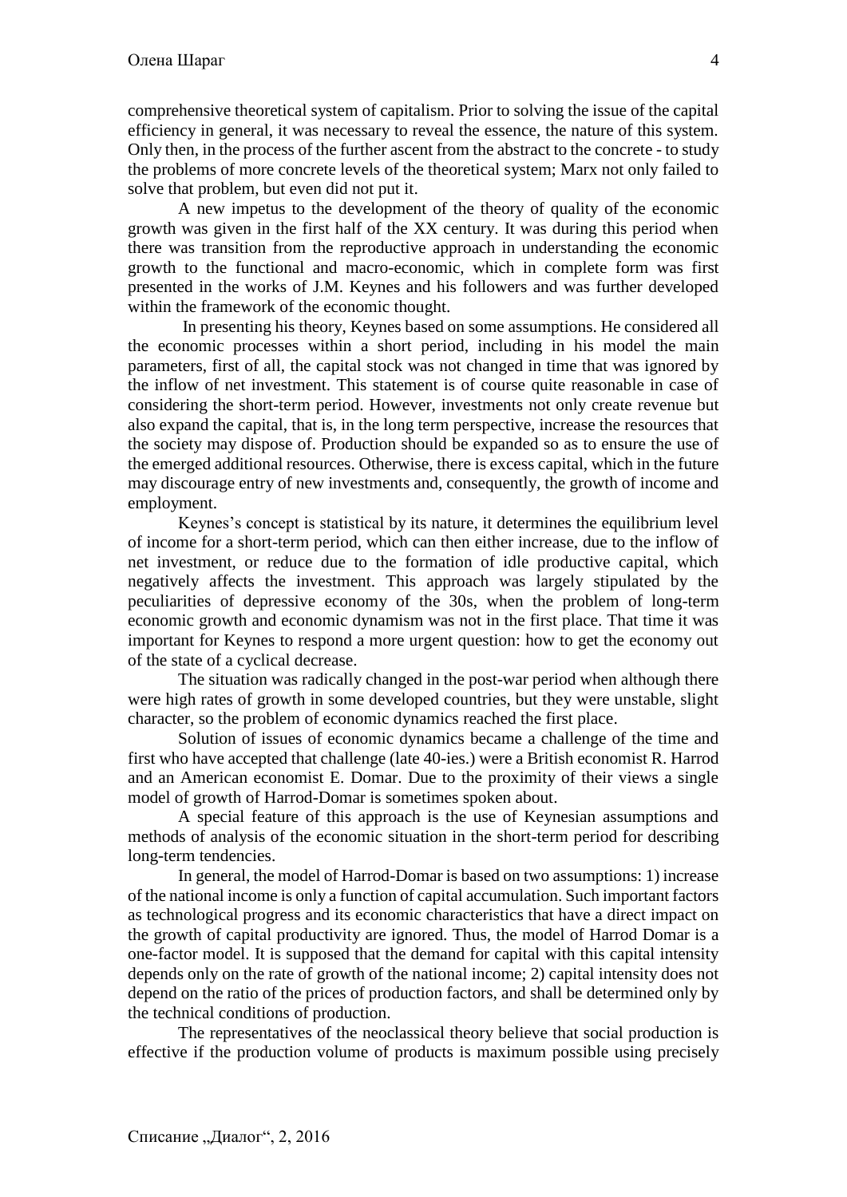comprehensive theoretical system of capitalism. Prior to solving the issue of the capital efficiency in general, it was necessary to reveal the essence, the nature of this system. Only then, in the process of the further ascent from the abstract to the concrete - to study the problems of more concrete levels of the theoretical system; Marx not only failed to solve that problem, but even did not put it.

A new impetus to the development of the theory of quality of the economic growth was given in the first half of the XX century. It was during this period when there was transition from the reproductive approach in understanding the economic growth to the functional and macro-economic, which in complete form was first presented in the works of J.M. Keynes and his followers and was further developed within the framework of the economic thought.

In presenting his theory, Keynes based on some assumptions. He considered all the economic processes within a short period, including in his model the main parameters, first of all, the capital stock was not changed in time that was ignored by the inflow of net investment. This statement is of course quite reasonable in case of considering the short-term period. However, investments not only create revenue but also expand the capital, that is, in the long term perspective, increase the resources that the society may dispose of. Production should be expanded so as to ensure the use of the emerged additional resources. Otherwise, there is excess capital, which in the future may discourage entry of new investments and, consequently, the growth of income and employment.

Keynes's concept is statistical by its nature, it determines the equilibrium level of income for a short-term period, which can then either increase, due to the inflow of net investment, or reduce due to the formation of idle productive capital, which negatively affects the investment. This approach was largely stipulated by the peculiarities of depressive economy of the 30s, when the problem of long-term economic growth and economic dynamism was not in the first place. That time it was important for Keynes to respond a more urgent question: how to get the economy out of the state of a cyclical decrease.

The situation was radically changed in the post-war period when although there were high rates of growth in some developed countries, but they were unstable, slight character, so the problem of economic dynamics reached the first place.

Solution of issues of economic dynamics became a challenge of the time and first who have accepted that challenge (late 40-ies.) were a British economist R. Harrod and an American economist E. Domar. Due to the proximity of their views a single model of growth of Harrod-Domar is sometimes spoken about.

A special feature of this approach is the use of Keynesian assumptions and methods of analysis of the economic situation in the short-term period for describing long-term tendencies.

In general, the model of Harrod-Domar is based on two assumptions: 1) increase of the national income is only a function of capital accumulation. Such important factors as technological progress and its economic characteristics that have a direct impact on the growth of capital productivity are ignored. Thus, the model of Harrod Domar is a one-factor model. It is supposed that the demand for capital with this capital intensity depends only on the rate of growth of the national income; 2) capital intensity does not depend on the ratio of the prices of production factors, and shall be determined only by the technical conditions of production.

The representatives of the neoclassical theory believe that social production is effective if the production volume of products is maximum possible using precisely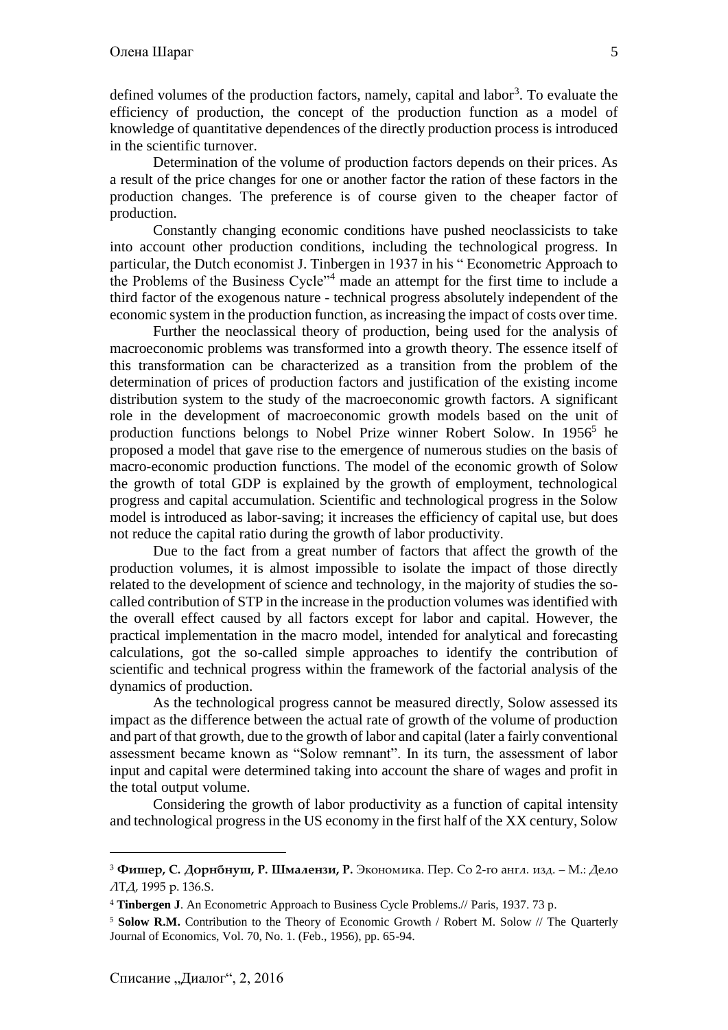defined volumes of the production factors, namely, capital and labor[3]. To evaluate the efficiency of production, the concept of the production function as a model of knowledge of quantitative dependences of the directly production process is introduced in the scientific turnover.

Determination of the volume of production factors depends on their prices. As a result of the price changes for one or another factor the ration of these factors in the production changes. The preference is of course given to the cheaper factor of production.

Constantly changing economic conditions have pushed neoclassicists to take into account other production conditions, including the technological progress. In particular, the Dutch economist J. Tinbergen in 1937 in his " Econometric Approach to the Problems of the Business Cycle"[4] made an attempt for the first time to include a third factor of the exogenous nature - technical progress absolutely independent of the economic system in the production function, as increasing the impact of costs over time.

Further the neoclassical theory of production, being used for the analysis of macroeconomic problems was transformed into a growth theory. The essence itself of this transformation can be characterized as a transition from the problem of the determination of prices of production factors and justification of the existing income distribution system to the study of the macroeconomic growth factors. A significant role in the development of macroeconomic growth models based on the unit of production functions belongs to Nobel Prize winner Robert Solow. In 1956[5] he proposed a model that gave rise to the emergence of numerous studies on the basis of macro-economic production functions. The model of the economic growth of Solow the growth of total GDP is explained by the growth of employment, technological progress and capital accumulation. Scientific and technological progress in the Solow model is introduced as labor-saving; it increases the efficiency of capital use, but does not reduce the capital ratio during the growth of labor productivity.

Due to the fact from a great number of factors that affect the growth of the production volumes, it is almost impossible to isolate the impact of those directly related to the development of science and technology, in the majority of studies the so-called contribution of STP in the increase in the production volumes was identified with the overall effect caused by all factors except for labor and capital. However, the practical implementation in the macro model, intended for analytical and forecasting calculations, got the so-called simple approaches to identify the contribution of scientific and technical progress within the framework of the factorial analysis of the dynamics of production.

As the technological progress cannot be measured directly, Solow assessed its impact as the difference between the actual rate of growth of the volume of production and part of that growth, due to the growth of labor and capital (later a fairly conventional assessment became known as "Solow remnant". In its turn, the assessment of labor input and capital were determined taking into account the share of wages and profit in the total output volume.

Considering the growth of labor productivity as a function of capital intensity and technological progress in the US economy in the first half of the XX century, Solow

---

[3] **Фишер, С. Дорнбнуш, Р. Шмалензи, Р.** Экономика. Пер. Со 2-го англ. изд. – М.: Дело ЛТД, 1995 p. 136.S.

[4] **Tinbergen J**. An Econometric Approach to Business Cycle Problems.// Paris, 1937. 73 p.

[5] **Solow R.M.** Contribution to the Theory of Economic Growth / Robert M. Solow // The Quarterly Journal of Economics, Vol. 70, No. 1. (Feb., 1956), pp. 65-94.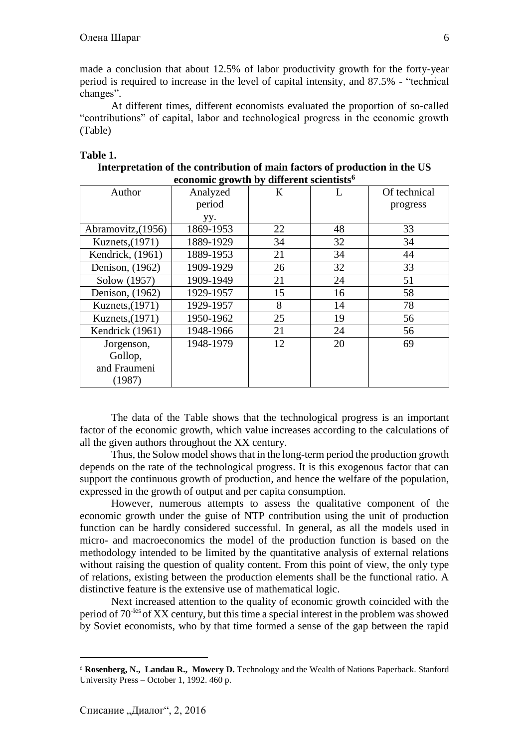made a conclusion that about 12.5% of labor productivity growth for the forty-year period is required to increase in the level of capital intensity, and 87.5% - "technical changes".

At different times, different economists evaluated the proportion of so-called "contributions" of capital, labor and technological progress in the economic growth (Table)

**Table 1.**

**Interpretation of the contribution of main factors of production in the US economic growth by different scientists[6]**

| Author | Analyzed period yy. | K | L | Of technical progress |
|---|---|---|---|---|
| Abramovitz,(1956) | 1869-1953 | 22 | 48 | 33 |
| Kuznets,(1971) | 1889-1929 | 34 | 32 | 34 |
| Kendrick, (1961) | 1889-1953 | 21 | 34 | 44 |
| Denison, (1962) | 1909-1929 | 26 | 32 | 33 |
| Solow (1957) | 1909-1949 | 21 | 24 | 51 |
| Denison, (1962) | 1929-1957 | 15 | 16 | 58 |
| Kuznets,(1971) | 1929-1957 | 8 | 14 | 78 |
| Kuznets,(1971) | 1950-1962 | 25 | 19 | 56 |
| Kendrick (1961) | 1948-1966 | 21 | 24 | 56 |
| Jorgenson, Gollop, and Fraumeni (1987) | 1948-1979 | 12 | 20 | 69 |

The data of the Table shows that the technological progress is an important factor of the economic growth, which value increases according to the calculations of all the given authors throughout the XX century.

Thus, the Solow model shows that in the long-term period the production growth depends on the rate of the technological progress. It is this exogenous factor that can support the continuous growth of production, and hence the welfare of the population, expressed in the growth of output and per capita consumption.

However, numerous attempts to assess the qualitative component of the economic growth under the guise of NTP contribution using the unit of production function can be hardly considered successful. In general, as all the models used in micro- and macroeconomics the model of the production function is based on the methodology intended to be limited by the quantitative analysis of external relations without raising the question of quality content. From this point of view, the only type of relations, existing between the production elements shall be the functional ratio. A distinctive feature is the extensive use of mathematical logic.

Next increased attention to the quality of economic growth coincided with the period of 70-ies of XX century, but this time a special interest in the problem was showed by Soviet economists, who by that time formed a sense of the gap between the rapid

[6] **Rosenberg, N., Landau R., Mowery D.** Technology and the Wealth of Nations Paperback. Stanford University Press – October 1, 1992. 460 p.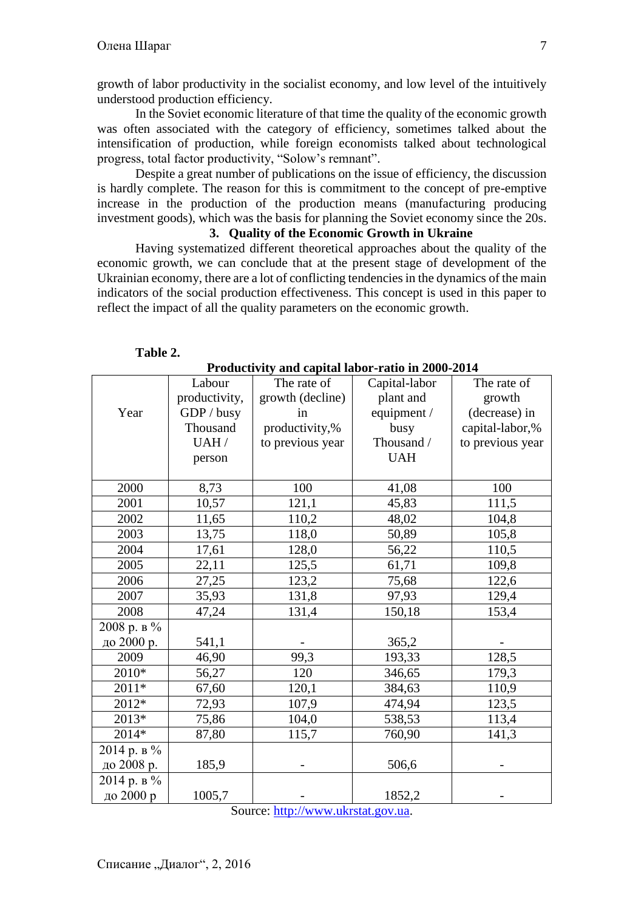growth of labor productivity in the socialist economy, and low level of the intuitively understood production efficiency.

In the Soviet economic literature of that time the quality of the economic growth was often associated with the category of efficiency, sometimes talked about the intensification of production, while foreign economists talked about technological progress, total factor productivity, "Solow's remnant".

Despite a great number of publications on the issue of efficiency, the discussion is hardly complete. The reason for this is commitment to the concept of pre-emptive increase in the production of the production means (manufacturing producing investment goods), which was the basis for planning the Soviet economy since the 20s.

### 3. Quality of the Economic Growth in Ukraine

Having systematized different theoretical approaches about the quality of the economic growth, we can conclude that at the present stage of development of the Ukrainian economy, there are a lot of conflicting tendencies in the dynamics of the main indicators of the social production effectiveness. This concept is used in this paper to reflect the impact of all the quality parameters on the economic growth.

**Table 2.**

**Productivity and capital labor-ratio in 2000-2014**

| Year | Labour productivity, GDP / busy Thousand UAH / person | The rate of growth (decline) in productivity,% to previous year | Capital-labor plant and equipment / busy Thousand / UAH | The rate of growth (decrease) in capital-labor,% to previous year |
|---|---|---|---|---|
| 2000 | 8,73 | 100 | 41,08 | 100 |
| 2001 | 10,57 | 121,1 | 45,83 | 111,5 |
| 2002 | 11,65 | 110,2 | 48,02 | 104,8 |
| 2003 | 13,75 | 118,0 | 50,89 | 105,8 |
| 2004 | 17,61 | 128,0 | 56,22 | 110,5 |
| 2005 | 22,11 | 125,5 | 61,71 | 109,8 |
| 2006 | 27,25 | 123,2 | 75,68 | 122,6 |
| 2007 | 35,93 | 131,8 | 97,93 | 129,4 |
| 2008 | 47,24 | 131,4 | 150,18 | 153,4 |
| 2008 р. в % до 2000 р. | 541,1 | - | 365,2 | - |
| 2009 | 46,90 | 99,3 | 193,33 | 128,5 |
| 2010* | 56,27 | 120 | 346,65 | 179,3 |
| 2011* | 67,60 | 120,1 | 384,63 | 110,9 |
| 2012* | 72,93 | 107,9 | 474,94 | 123,5 |
| 2013* | 75,86 | 104,0 | 538,53 | 113,4 |
| 2014* | 87,80 | 115,7 | 760,90 | 141,3 |
| 2014 р. в % до 2008 р. | 185,9 | - | 506,6 | - |
| 2014 р. в % до 2000 р | 1005,7 | - | 1852,2 | - |

Source: http://www.ukrstat.gov.ua.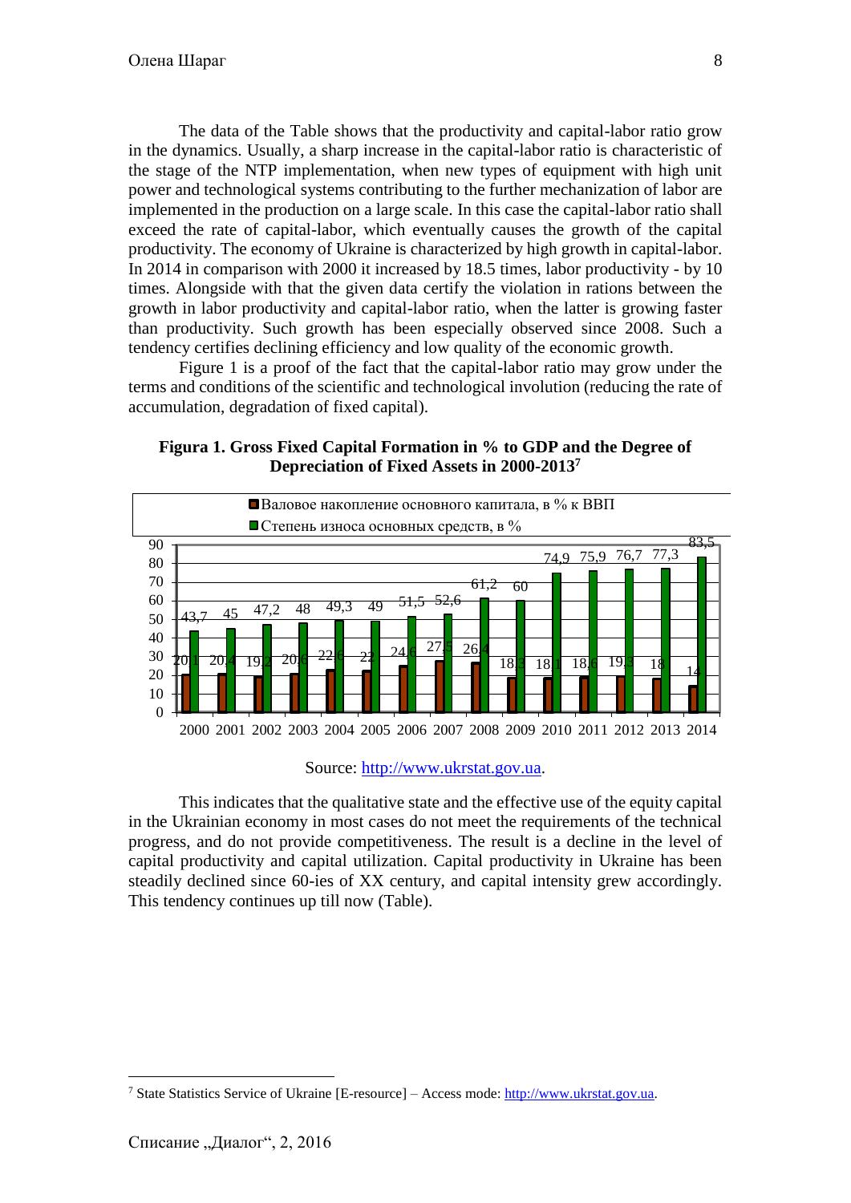The data of the Table shows that the productivity and capital-labor ratio grow in the dynamics. Usually, a sharp increase in the capital-labor ratio is characteristic of the stage of the NTP implementation, when new types of equipment with high unit power and technological systems contributing to the further mechanization of labor are implemented in the production on a large scale. In this case the capital-labor ratio shall exceed the rate of capital-labor, which eventually causes the growth of the capital productivity. The economy of Ukraine is characterized by high growth in capital-labor. In 2014 in comparison with 2000 it increased by 18.5 times, labor productivity - by 10 times. Alongside with that the given data certify the violation in rations between the growth in labor productivity and capital-labor ratio, when the latter is growing faster than productivity. Such growth has been especially observed since 2008. Such a tendency certifies declining efficiency and low quality of the economic growth.

Figure 1 is a proof of the fact that the capital-labor ratio may grow under the terms and conditions of the scientific and technological involution (reducing the rate of accumulation, degradation of fixed capital).

**Figura 1. Gross Fixed Capital Formation in % to GDP and the Degree of Depreciation of Fixed Assets in 2000-2013**[7]

| Год | Валовое накопление основного капитала, в % к ВВП | Степень износа основных средств, в % |
|---|---|---|
| 2000 | 20,1 | 43,7 |
| 2001 | 20,4 | 45 |
| 2002 | 19,2 | 47,2 |
| 2003 | 20,6 | 48 |
| 2004 | 22,6 | 49,3 |
| 2005 | 22 | 49 |
| 2006 | 24,6 | 51,5 |
| 2007 | 27,5 | 52,6 |
| 2008 | 26,4 | 61,2 |
| 2009 | 18,3 | 60 |
| 2010 | 18,1 | 74,9 |
| 2011 | 18,6 | 75,9 |
| 2012 | 19,3 | 76,7 |
| 2013 | 18 | 77,3 |
| 2014 | 14 | 83,5 |

Source: http://www.ukrstat.gov.ua.

This indicates that the qualitative state and the effective use of the equity capital in the Ukrainian economy in most cases do not meet the requirements of the technical progress, and do not provide competitiveness. The result is a decline in the level of capital productivity and capital utilization. Capital productivity in Ukraine has been steadily declined since 60-ies of XX century, and capital intensity grew accordingly. This tendency continues up till now (Table).

---

[7] State Statistics Service of Ukraine [E-resource] – Access mode: http://www.ukrstat.gov.ua.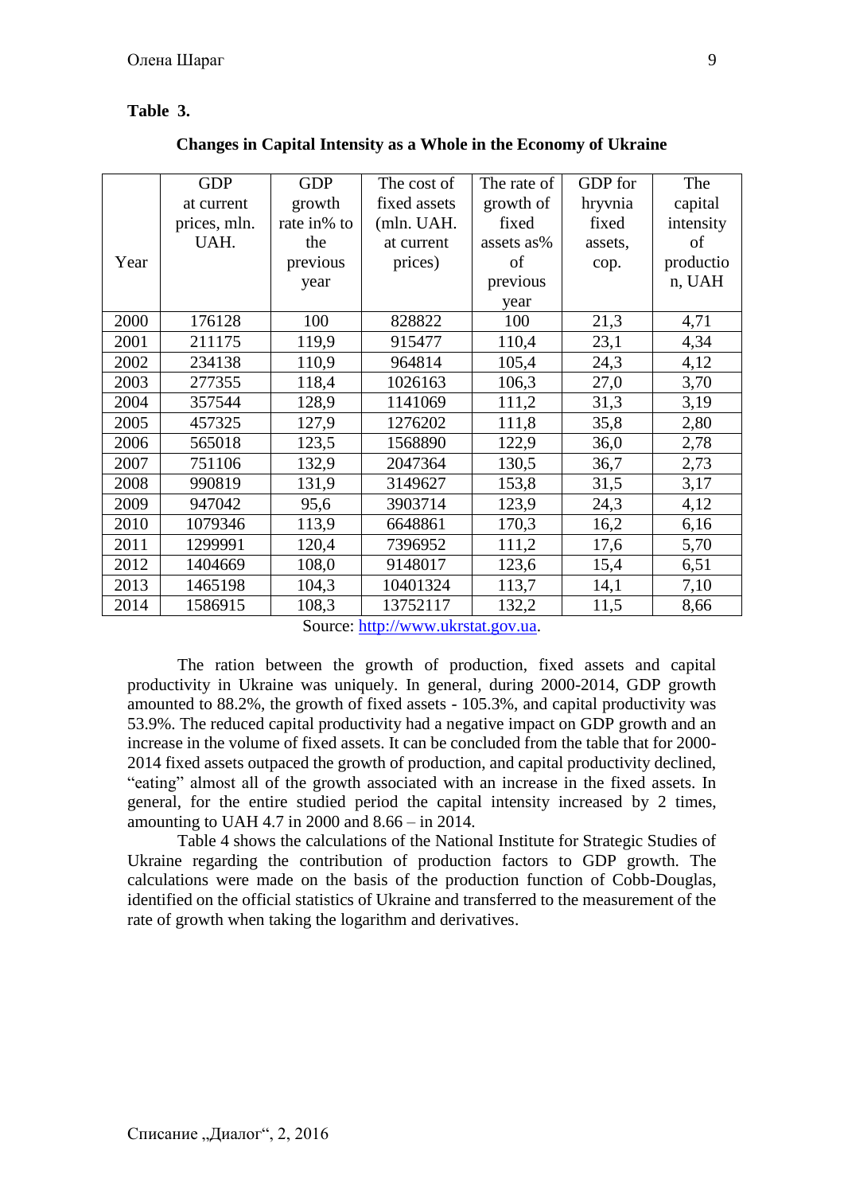**Table 3.**

**Changes in Capital Intensity as a Whole in the Economy of Ukraine**

| Year | GDP at current prices, mln. UAH. | GDP growth rate in% to the previous year | The cost of fixed assets (mln. UAH. at current prices) | The rate of growth of fixed assets as% of previous year | GDP for hryvnia fixed assets, cop. | The capital intensity of production, UAH |
|---|---|---|---|---|---|---|
| 2000 | 176128 | 100 | 828822 | 100 | 21,3 | 4,71 |
| 2001 | 211175 | 119,9 | 915477 | 110,4 | 23,1 | 4,34 |
| 2002 | 234138 | 110,9 | 964814 | 105,4 | 24,3 | 4,12 |
| 2003 | 277355 | 118,4 | 1026163 | 106,3 | 27,0 | 3,70 |
| 2004 | 357544 | 128,9 | 1141069 | 111,2 | 31,3 | 3,19 |
| 2005 | 457325 | 127,9 | 1276202 | 111,8 | 35,8 | 2,80 |
| 2006 | 565018 | 123,5 | 1568890 | 122,9 | 36,0 | 2,78 |
| 2007 | 751106 | 132,9 | 2047364 | 130,5 | 36,7 | 2,73 |
| 2008 | 990819 | 131,9 | 3149627 | 153,8 | 31,5 | 3,17 |
| 2009 | 947042 | 95,6 | 3903714 | 123,9 | 24,3 | 4,12 |
| 2010 | 1079346 | 113,9 | 6648861 | 170,3 | 16,2 | 6,16 |
| 2011 | 1299991 | 120,4 | 7396952 | 111,2 | 17,6 | 5,70 |
| 2012 | 1404669 | 108,0 | 9148017 | 123,6 | 15,4 | 6,51 |
| 2013 | 1465198 | 104,3 | 10401324 | 113,7 | 14,1 | 7,10 |
| 2014 | 1586915 | 108,3 | 13752117 | 132,2 | 11,5 | 8,66 |

Source: http://www.ukrstat.gov.ua.

The ration between the growth of production, fixed assets and capital productivity in Ukraine was uniquely. In general, during 2000-2014, GDP growth amounted to 88.2%, the growth of fixed assets - 105.3%, and capital productivity was 53.9%. The reduced capital productivity had a negative impact on GDP growth and an increase in the volume of fixed assets. It can be concluded from the table that for 2000-2014 fixed assets outpaced the growth of production, and capital productivity declined, "eating" almost all of the growth associated with an increase in the fixed assets. In general, for the entire studied period the capital intensity increased by 2 times, amounting to UAH 4.7 in 2000 and 8.66 – in 2014.

Table 4 shows the calculations of the National Institute for Strategic Studies of Ukraine regarding the contribution of production factors to GDP growth. The calculations were made on the basis of the production function of Cobb-Douglas, identified on the official statistics of Ukraine and transferred to the measurement of the rate of growth when taking the logarithm and derivatives.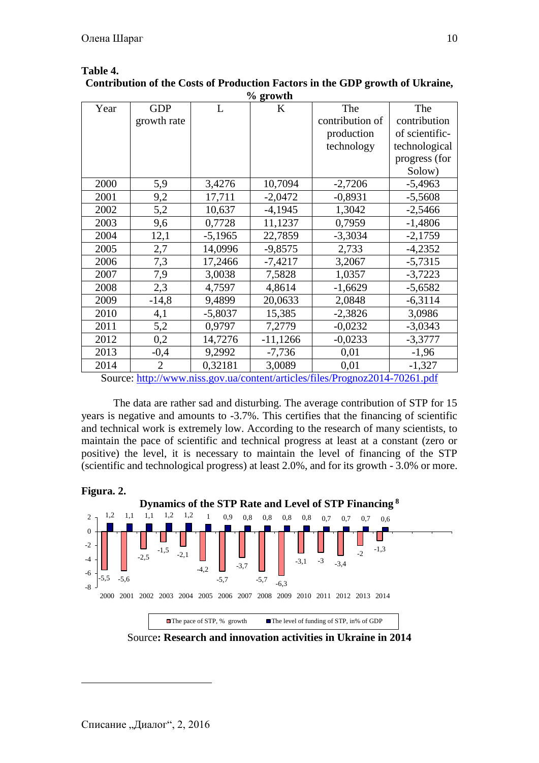**Table 4.**

**Contribution of the Costs of Production Factors in the GDP growth of Ukraine, % growth**

| Year | GDP growth rate | L | K | The contribution of production technology | The contribution of scientific-technological progress (for Solow) |
|---|---|---|---|---|---|
| 2000 | 5,9 | 3,4276 | 10,7094 | -2,7206 | -5,4963 |
| 2001 | 9,2 | 17,711 | -2,0472 | -0,8931 | -5,5608 |
| 2002 | 5,2 | 10,637 | -4,1945 | 1,3042 | -2,5466 |
| 2003 | 9,6 | 0,7728 | 11,1237 | 0,7959 | -1,4806 |
| 2004 | 12,1 | -5,1965 | 22,7859 | -3,3034 | -2,1759 |
| 2005 | 2,7 | 14,0996 | -9,8575 | 2,733 | -4,2352 |
| 2006 | 7,3 | 17,2466 | -7,4217 | 3,2067 | -5,7315 |
| 2007 | 7,9 | 3,0038 | 7,5828 | 1,0357 | -3,7223 |
| 2008 | 2,3 | 4,7597 | 4,8614 | -1,6629 | -5,6582 |
| 2009 | -14,8 | 9,4899 | 20,0633 | 2,0848 | -6,3114 |
| 2010 | 4,1 | -5,8037 | 15,385 | -2,3826 | 3,0986 |
| 2011 | 5,2 | 0,9797 | 7,2779 | -0,0232 | -3,0343 |
| 2012 | 0,2 | 14,7276 | -11,1266 | -0,0233 | -3,3777 |
| 2013 | -0,4 | 9,2992 | -7,736 | 0,01 | -1,96 |
| 2014 | 2 | 0,32181 | 3,0089 | 0,01 | -1,327 |

Source: http://www.niss.gov.ua/content/articles/files/Prognoz2014-70261.pdf

The data are rather sad and disturbing. The average contribution of STP for 15 years is negative and amounts to -3.7%. This certifies that the financing of scientific and technical work is extremely low. According to the research of many scientists, to maintain the pace of scientific and technical progress at least at a constant (zero or positive) the level, it is necessary to maintain the level of financing of the STP (scientific and technological progress) at least 2.0%, and for its growth - 3.0% or more.

**Figura. 2.**

**Dynamics of the STP Rate and Level of STP Financing** [8]

| Year | The pace of STP, % growth | The level of funding of STP, in% of GDP |
|---|---|---|
| 2000 | -5,5 | 1,2 |
| 2001 | -5,6 | 1,1 |
| 2002 | -2,5 | 1,1 |
| 2003 | -1,5 | 1,2 |
| 2004 | -2,1 | 1,2 |
| 2005 | -4,2 | 1 |
| 2006 | -5,7 | 0,9 |
| 2007 | -3,7 | 0,8 |
| 2008 | -5,7 | 0,8 |
| 2009 | -6,3 | 0,8 |
| 2010 | -3,1 | 0,8 |
| 2011 | -3 | 0,7 |
| 2012 | -3,4 | 0,7 |
| 2013 | -2 | 0,7 |
| 2014 | -1,3 | 0,6 |

Source**: Research and innovation activities in Ukraine in 2014**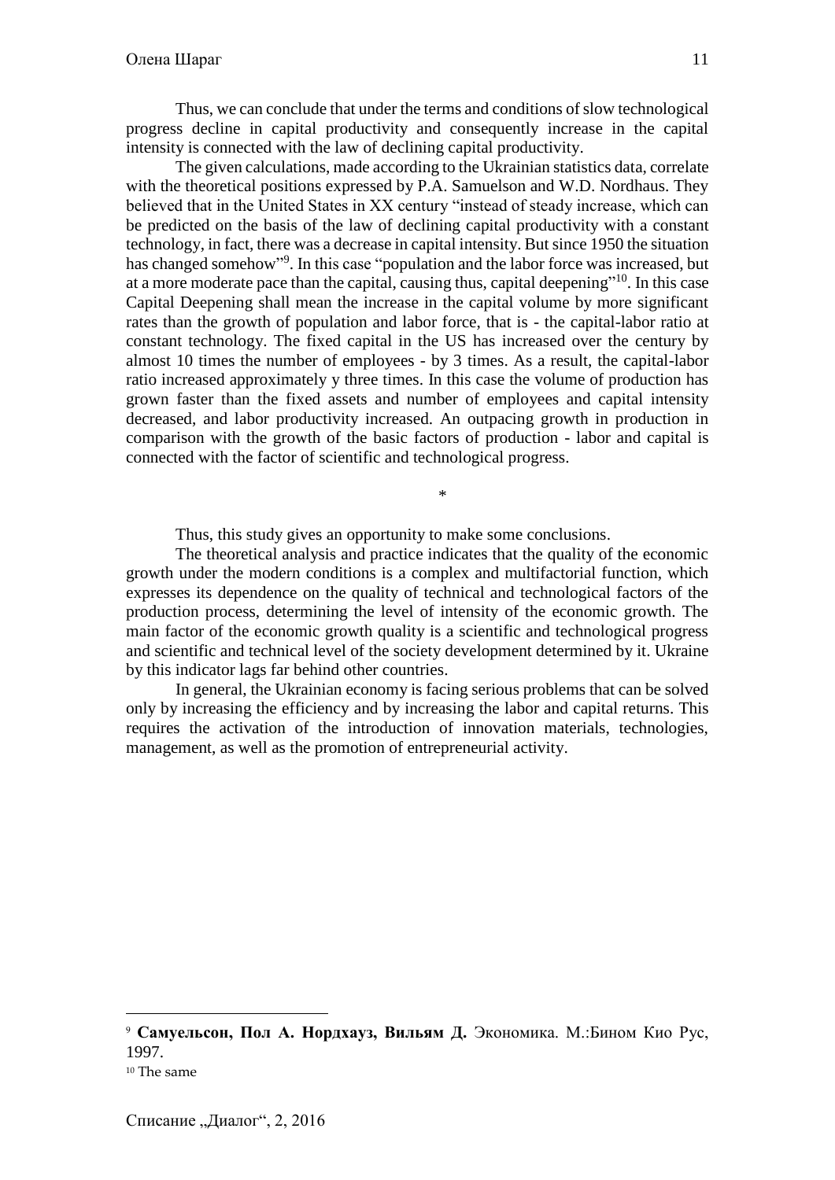Thus, we can conclude that under the terms and conditions of slow technological progress decline in capital productivity and consequently increase in the capital intensity is connected with the law of declining capital productivity.

The given calculations, made according to the Ukrainian statistics data, correlate with the theoretical positions expressed by P.A. Samuelson and W.D. Nordhaus. They believed that in the United States in XX century "instead of steady increase, which can be predicted on the basis of the law of declining capital productivity with a constant technology, in fact, there was a decrease in capital intensity. But since 1950 the situation has changed somehow"[9]. In this case "population and the labor force was increased, but at a more moderate pace than the capital, causing thus, capital deepening"[10]. In this case Capital Deepening shall mean the increase in the capital volume by more significant rates than the growth of population and labor force, that is - the capital-labor ratio at constant technology. The fixed capital in the US has increased over the century by almost 10 times the number of employees - by 3 times. As a result, the capital-labor ratio increased approximately y three times. In this case the volume of production has grown faster than the fixed assets and number of employees and capital intensity decreased, and labor productivity increased. An outpacing growth in production in comparison with the growth of the basic factors of production - labor and capital is connected with the factor of scientific and technological progress.

*

Thus, this study gives an opportunity to make some conclusions.

The theoretical analysis and practice indicates that the quality of the economic growth under the modern conditions is a complex and multifactorial function, which expresses its dependence on the quality of technical and technological factors of the production process, determining the level of intensity of the economic growth. The main factor of the economic growth quality is a scientific and technological progress and scientific and technical level of the society development determined by it. Ukraine by this indicator lags far behind other countries.

In general, the Ukrainian economy is facing serious problems that can be solved only by increasing the efficiency and by increasing the labor and capital returns. This requires the activation of the introduction of innovation materials, technologies, management, as well as the promotion of entrepreneurial activity.

---

[9] **Самуельсон, Пол А. Нордхауз, Вильям Д.** Экономика. М.:Бином Кио Рус, 1997.

[10] The same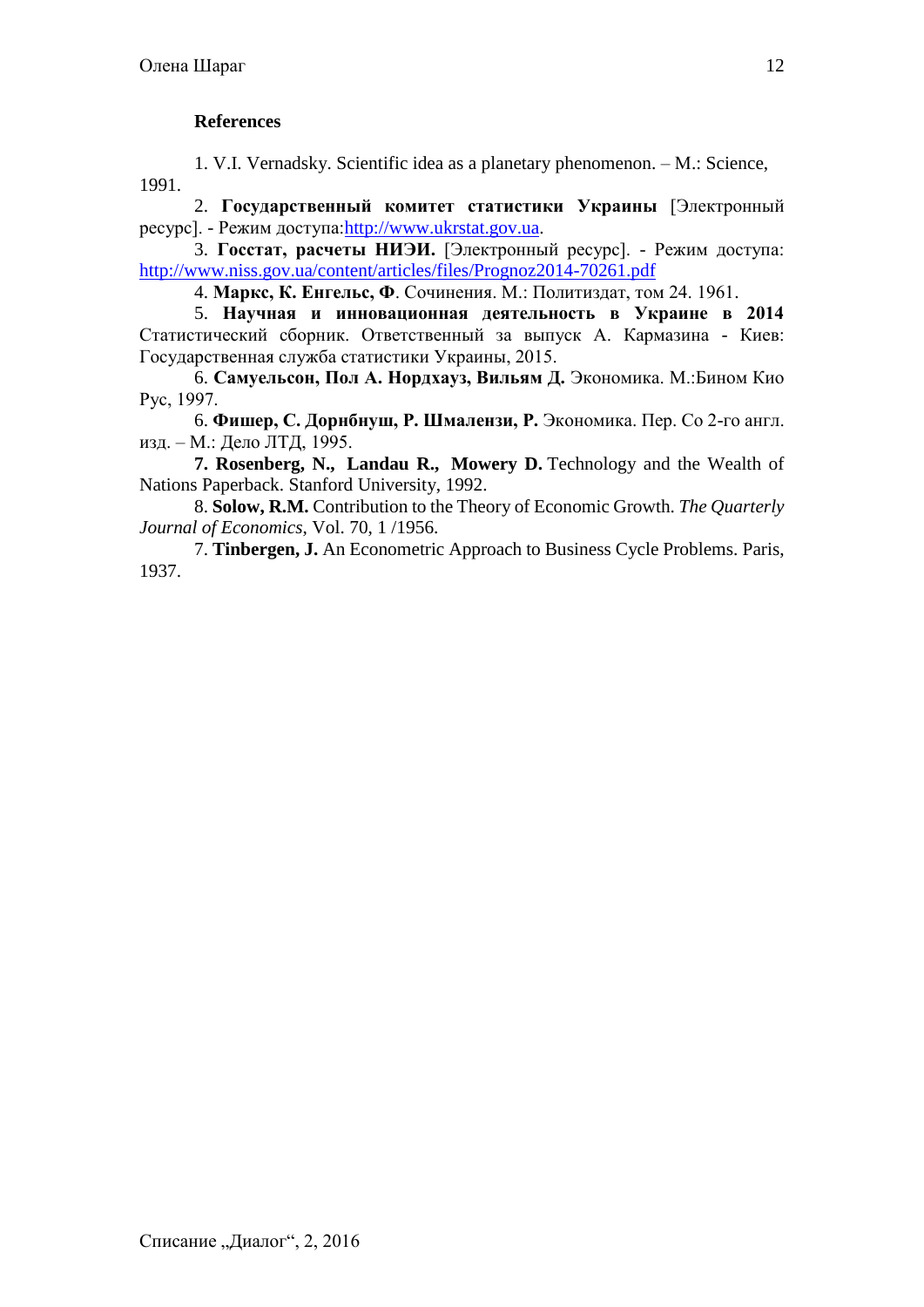**References**

1. V.I. Vernadsky. Scientific idea as a planetary phenomenon. – M.: Science, 1991.

2. **Государственный комитет статистики Украины** [Электронный ресурс]. - Режим доступа:http://www.ukrstat.gov.ua.

3. **Госстат, расчеты НИЭИ.** [Электронный ресурс]. - Режим доступа: http://www.niss.gov.ua/content/articles/files/Prognoz2014-70261.pdf

4. **Маркс, К. Енгельс, Ф**. Сочинения. М.: Политиздат, том 24. 1961.

5. **Научная и инновационная деятельность в Украине в 2014** Статистический сборник. Ответственный за выпуск А. Кармазина - Киев: Государственная служба статистики Украины, 2015.

6. **Самуельсон, Пол А. Нордхауз, Вильям Д.** Экономика. М.:Бином Кио Рус, 1997.

6. **Фишер, С. Дорнбнуш, Р. Шмалензи, Р.** Экономика. Пер. Со 2-го англ. изд. – М.: Дело ЛТД, 1995.

**7. Rosenberg, N., Landau R., Mowery D.** Technology and the Wealth of Nations Paperback. Stanford University, 1992.

8. **Solow, R.M.** Contribution to the Theory of Economic Growth. *The Quarterly Journal of Economics*, Vol. 70, 1 /1956.

7. **Tinbergen, J.** An Econometric Approach to Business Cycle Problems. Paris, 1937.